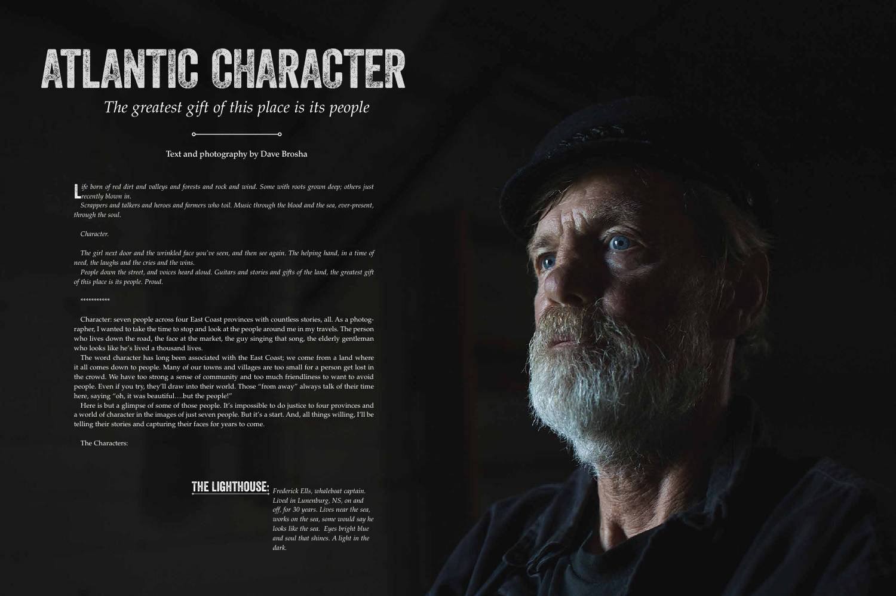# ATLANTIC CHARACTER

## *The greatest gift of this place is its people*

Text and photography by Dave Brosha

*Life born of red dirt and valleys and forests and rock and wind. Some with roots grown deep; others just recently blown in.*

*Scrappers and talkers and heroes and farmers who toil. Music through the blood and the sea, ever-present, through the soul.*

*Character.*

*The girl next door and the wrinkled face you've seen, and then see again. The helping hand, in a time of need, the laughs and the cries and the wins.*

*People down the street, and voices heard aloud. Guitars and stories and gifts of the land, the greatest gift of this place is its people. Proud.*

\*\*\*\*\*\*\*\*\*\*\*

Character: seven people across four East Coast provinces with countless stories, all. As a photographer, I wanted to take the time to stop and look at the people around me in my travels. The person who lives down the road, the face at the market, the guy singing that song, the elderly gentleman who looks like he's lived a thousand lives.

The word character has long been associated with the East Coast; we come from a land where it all comes down to people. Many of our towns and villages are too small for a person get lost in the crowd. We have too strong a sense of community and too much friendliness to want to avoid people. Even if you try, they'll draw into their world. Those "from away" always talk of their time here, saying "oh, it was beautiful….but the people!"

Here is but a glimpse of some of those people. It's impossible to do justice to four provinces and a world of character in the images of just seven people. But it's a start. And, all things willing, I'll be telling their stories and capturing their faces for years to come.

The Characters:

**THE LIGHTHOUSE:** *Frederick Ells, whaleboat captain. Lived in Lunenburg, NS, on and off, for 30 years. Lives near the sea, works on the sea, some would say he looks like the sea. Eyes bright blue and soul that shines. A light in the dark.*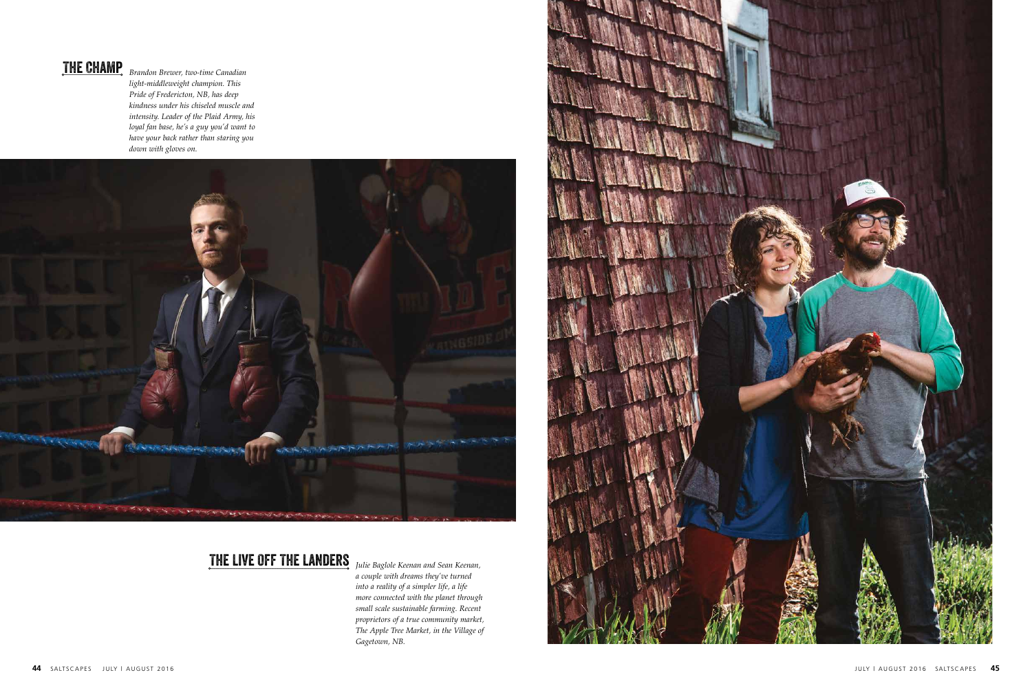## THE CHAMP

*Brandon Brewer, two-time Canadian light-middleweight champion. This Pride of Fredericton, NB, has deep kindness under his chiseled muscle and intensity. Leader of the Plaid Army, his loyal fan base, he's a guy you'd want to have your back rather than staring you down with gloves on.*

## THE LIVE OFF THE LANDERS

*Julie Baglole Keenan and Sean Keenan, a couple with dreams they've turned into a reality of a simpler life, a life more connected with the planet through small scale sustainable farming. Recent proprietors of a true community market, The Apple Tree Market, in the Village of Gagetown, NB.*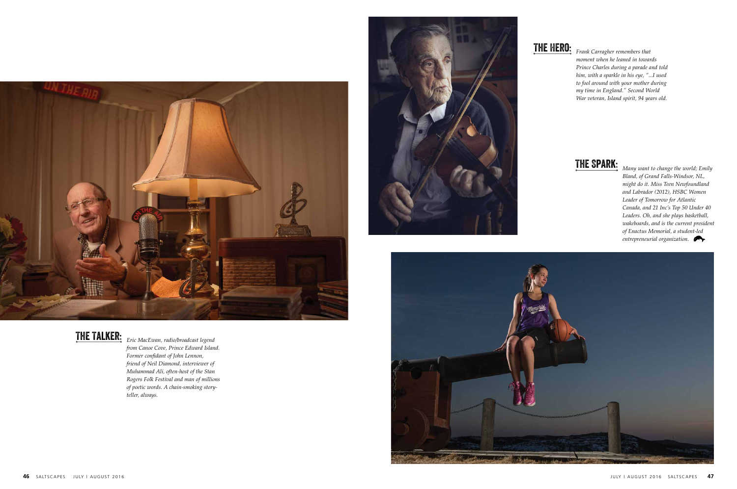## THE HERO:

*Frank Carragher remembers that moment when he leaned in towards Prince Charles during a parade and told him, with a sparkle in his eye, "...I used to fool around with your mother during my time in England." Second World War veteran, Island spirit, 94 years old.*

## THE SPARK:

*Many want to change the world; Emily Bland, of Grand Falls-Windsor, NL, might do it. Miss Teen Newfoundland and Labrador (2012), HSBC Women Leader of Tomorrow for Atlantic Canada, and 21 Inc's Top 50 Under 40 Leaders. Oh, and she plays basketball, wakeboards, and is the current president of Enactus Memorial, a student-led entrepreneurial organization.*

## THE TALKER:

*Eric MacEwan, radio/broadcast legend from Canoe Cove, Prince Edward Island. Former confidant of John Lennon, friend of Neil Diamond, interviewer of Muhammad Ali, often-host of the Stan Rogers Folk Festival and man of millions of poetic words. A chain-smoking story-teller, always.*